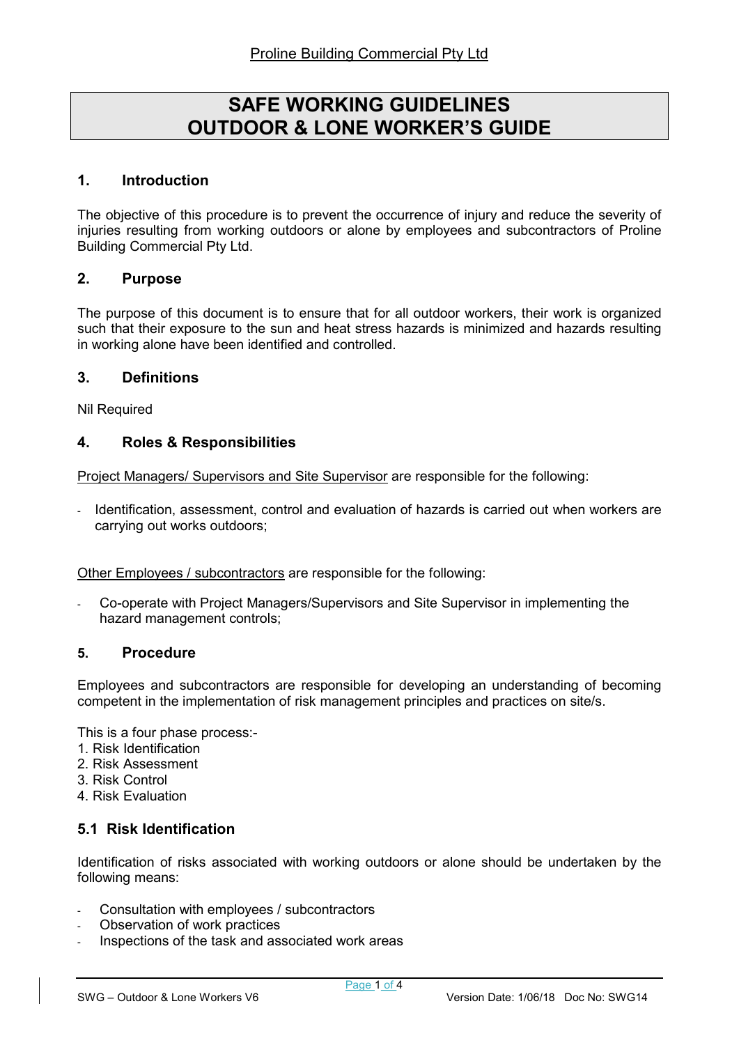Proline Building Commercial Pty Ltd

# SAFE WORKING GUIDELINES
# OUTDOOR & LONE WORKER'S GUIDE

## 1. Introduction

The objective of this procedure is to prevent the occurrence of injury and reduce the severity of injuries resulting from working outdoors or alone by employees and subcontractors of Proline Building Commercial Pty Ltd.

## 2. Purpose

The purpose of this document is to ensure that for all outdoor workers, their work is organized such that their exposure to the sun and heat stress hazards is minimized and hazards resulting in working alone have been identified and controlled.

## 3. Definitions

Nil Required

## 4. Roles & Responsibilities

Project Managers/ Supervisors and Site Supervisor are responsible for the following:

- Identification, assessment, control and evaluation of hazards is carried out when workers are carrying out works outdoors;

Other Employees / subcontractors are responsible for the following:

- Co-operate with Project Managers/Supervisors and Site Supervisor in implementing the hazard management controls;

## 5. Procedure

Employees and subcontractors are responsible for developing an understanding of becoming competent in the implementation of risk management principles and practices on site/s.

This is a four phase process:-

1. Risk Identification
2. Risk Assessment
3. Risk Control
4. Risk Evaluation

### 5.1 Risk Identification

Identification of risks associated with working outdoors or alone should be undertaken by the following means:

- Consultation with employees / subcontractors
- Observation of work practices
- Inspections of the task and associated work areas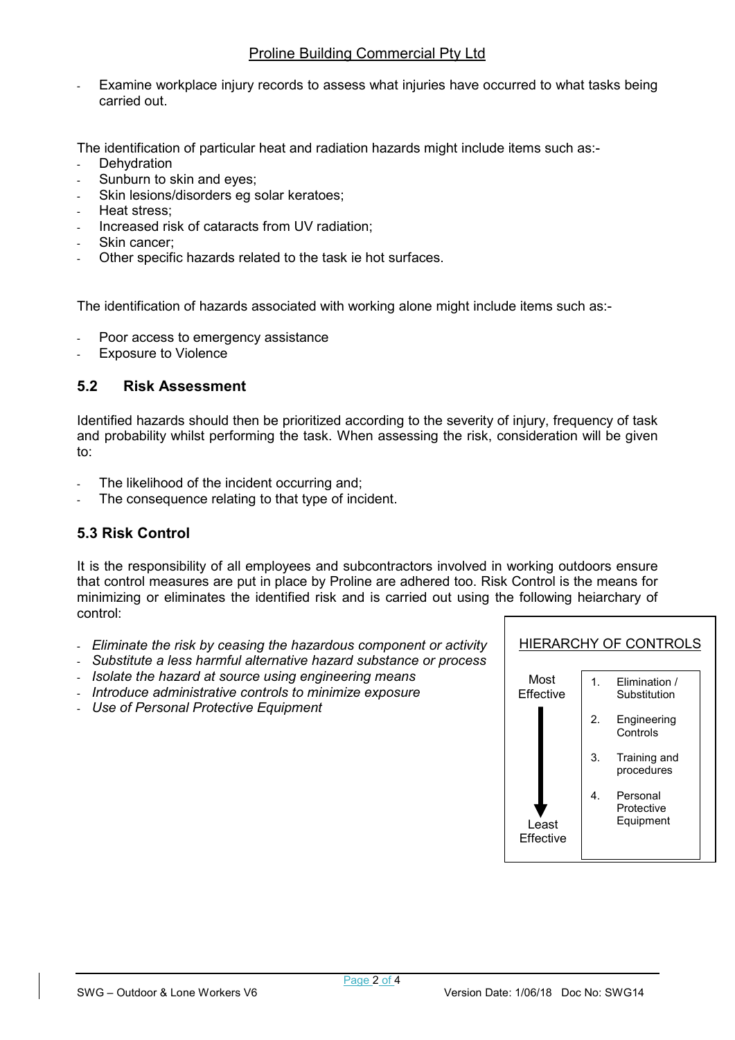- Examine workplace injury records to assess what injuries have occurred to what tasks being carried out.

The identification of particular heat and radiation hazards might include items such as:-

- Dehydration
- Sunburn to skin and eyes;
- Skin lesions/disorders eg solar keratoes;
- Heat stress;
- Increased risk of cataracts from UV radiation;
- Skin cancer;
- Other specific hazards related to the task ie hot surfaces.

The identification of hazards associated with working alone might include items such as:-

- Poor access to emergency assistance
- Exposure to Violence

## 5.2 Risk Assessment

Identified hazards should then be prioritized according to the severity of injury, frequency of task and probability whilst performing the task. When assessing the risk, consideration will be given to:

- The likelihood of the incident occurring and;
- The consequence relating to that type of incident.

## 5.3 Risk Control

It is the responsibility of all employees and subcontractors involved in working outdoors ensure that control measures are put in place by Proline are adhered too. Risk Control is the means for minimizing or eliminates the identified risk and is carried out using the following heiarchary of control:

- *Eliminate the risk by ceasing the hazardous component or activity*
- *Substitute a less harmful alternative hazard substance or process*
- *Isolate the hazard at source using engineering means*
- *Introduce administrative controls to minimize exposure*
- *Use of Personal Protective Equipment*

HIERARCHY OF CONTROLS

| Effectiveness | Control |
| --- | --- |
| Most Effective | 1. Elimination / Substitution |
| ↓ | 2. Engineering Controls |
| ↓ | 3. Training and procedures |
| Least Effective | 4. Personal Protective Equipment |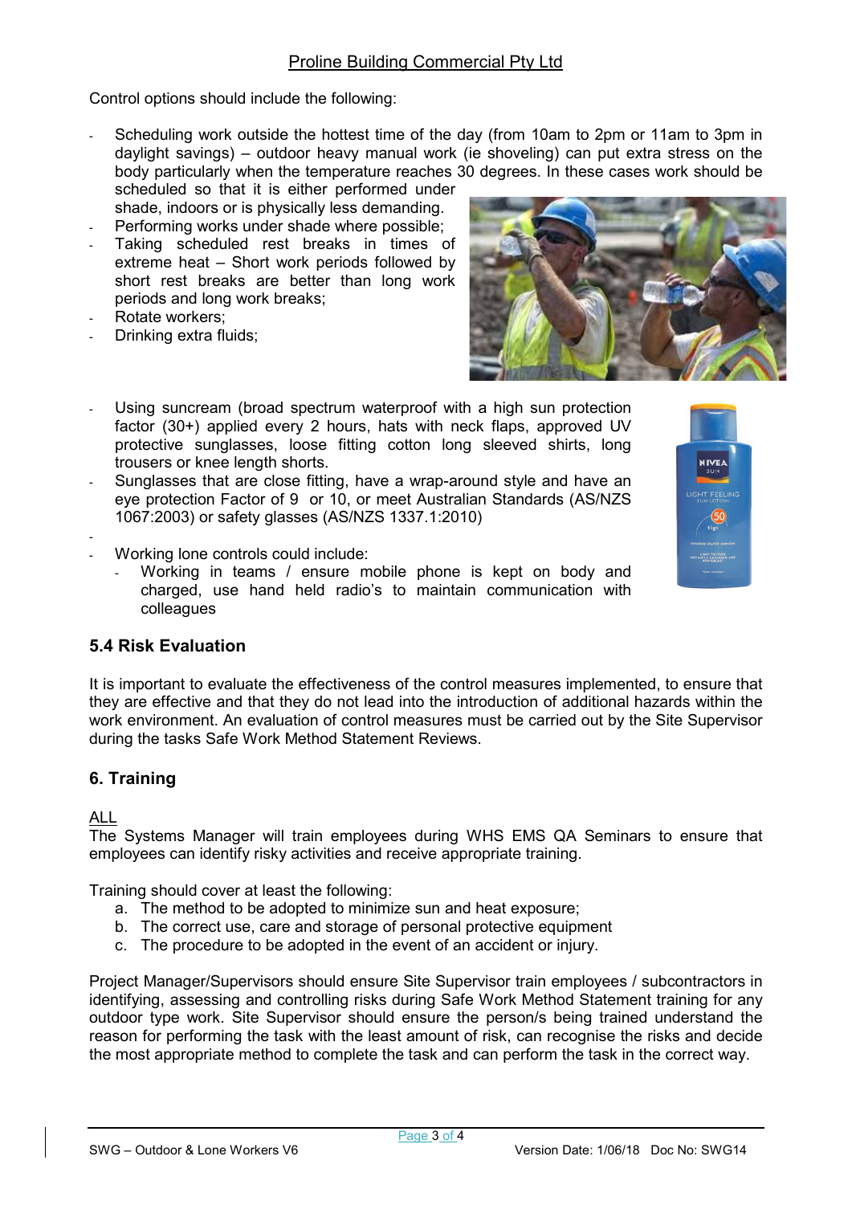Control options should include the following:

- Scheduling work outside the hottest time of the day (from 10am to 2pm or 11am to 3pm in daylight savings) – outdoor heavy manual work (ie shoveling) can put extra stress on the body particularly when the temperature reaches 30 degrees. In these cases work should be scheduled so that it is either performed under shade, indoors or is physically less demanding.
- Performing works under shade where possible;
- Taking scheduled rest breaks in times of extreme heat – Short work periods followed by short rest breaks are better than long work periods and long work breaks;
- Rotate workers;
- Drinking extra fluids;
- Using suncream (broad spectrum waterproof with a high sun protection factor (30+) applied every 2 hours, hats with neck flaps, approved UV protective sunglasses, loose fitting cotton long sleeved shirts, long trousers or knee length shorts.
- Sunglasses that are close fitting, have a wrap-around style and have an eye protection Factor of 9 or 10, or meet Australian Standards (AS/NZS 1067:2003) or safety glasses (AS/NZS 1337.1:2010)
-
- Working lone controls could include:
    - Working in teams / ensure mobile phone is kept on body and charged, use hand held radio's to maintain communication with colleagues

## 5.4 Risk Evaluation

It is important to evaluate the effectiveness of the control measures implemented, to ensure that they are effective and that they do not lead into the introduction of additional hazards within the work environment. An evaluation of control measures must be carried out by the Site Supervisor during the tasks Safe Work Method Statement Reviews.

## 6. Training

ALL

The Systems Manager will train employees during WHS EMS QA Seminars to ensure that employees can identify risky activities and receive appropriate training.

Training should cover at least the following:

a. The method to be adopted to minimize sun and heat exposure;
b. The correct use, care and storage of personal protective equipment
c. The procedure to be adopted in the event of an accident or injury.

Project Manager/Supervisors should ensure Site Supervisor train employees / subcontractors in identifying, assessing and controlling risks during Safe Work Method Statement training for any outdoor type work. Site Supervisor should ensure the person/s being trained understand the reason for performing the task with the least amount of risk, can recognise the risks and decide the most appropriate method to complete the task and can perform the task in the correct way.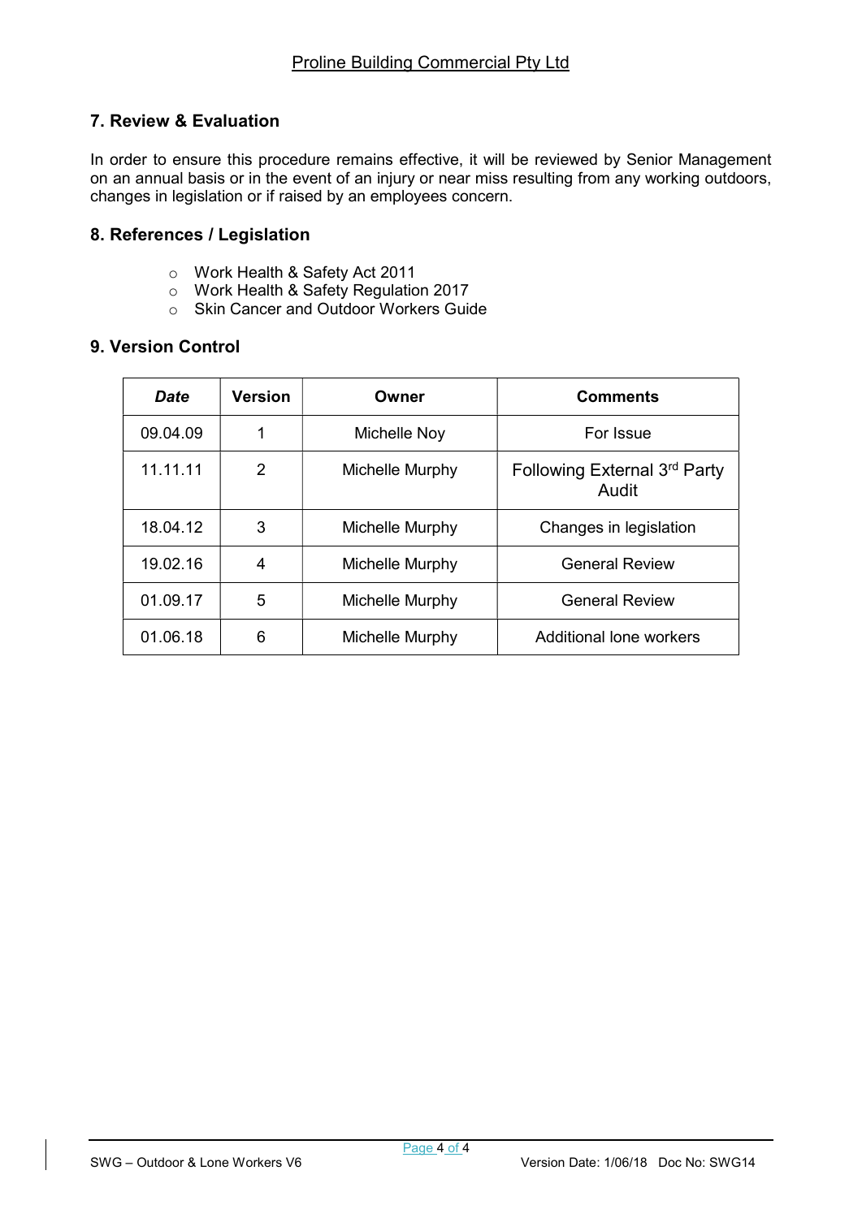## 7. Review & Evaluation

In order to ensure this procedure remains effective, it will be reviewed by Senior Management on an annual basis or in the event of an injury or near miss resulting from any working outdoors, changes in legislation or if raised by an employees concern.

## 8. References / Legislation

- Work Health & Safety Act 2011
- Work Health & Safety Regulation 2017
- Skin Cancer and Outdoor Workers Guide

## 9. Version Control

| ***Date*** | **Version** | **Owner** | **Comments** |
|---|---|---|---|
| 09.04.09 | 1 | Michelle Noy | For Issue |
| 11.11.11 | 2 | Michelle Murphy | Following External 3rd Party Audit |
| 18.04.12 | 3 | Michelle Murphy | Changes in legislation |
| 19.02.16 | 4 | Michelle Murphy | General Review |
| 01.09.17 | 5 | Michelle Murphy | General Review |
| 01.06.18 | 6 | Michelle Murphy | Additional lone workers |